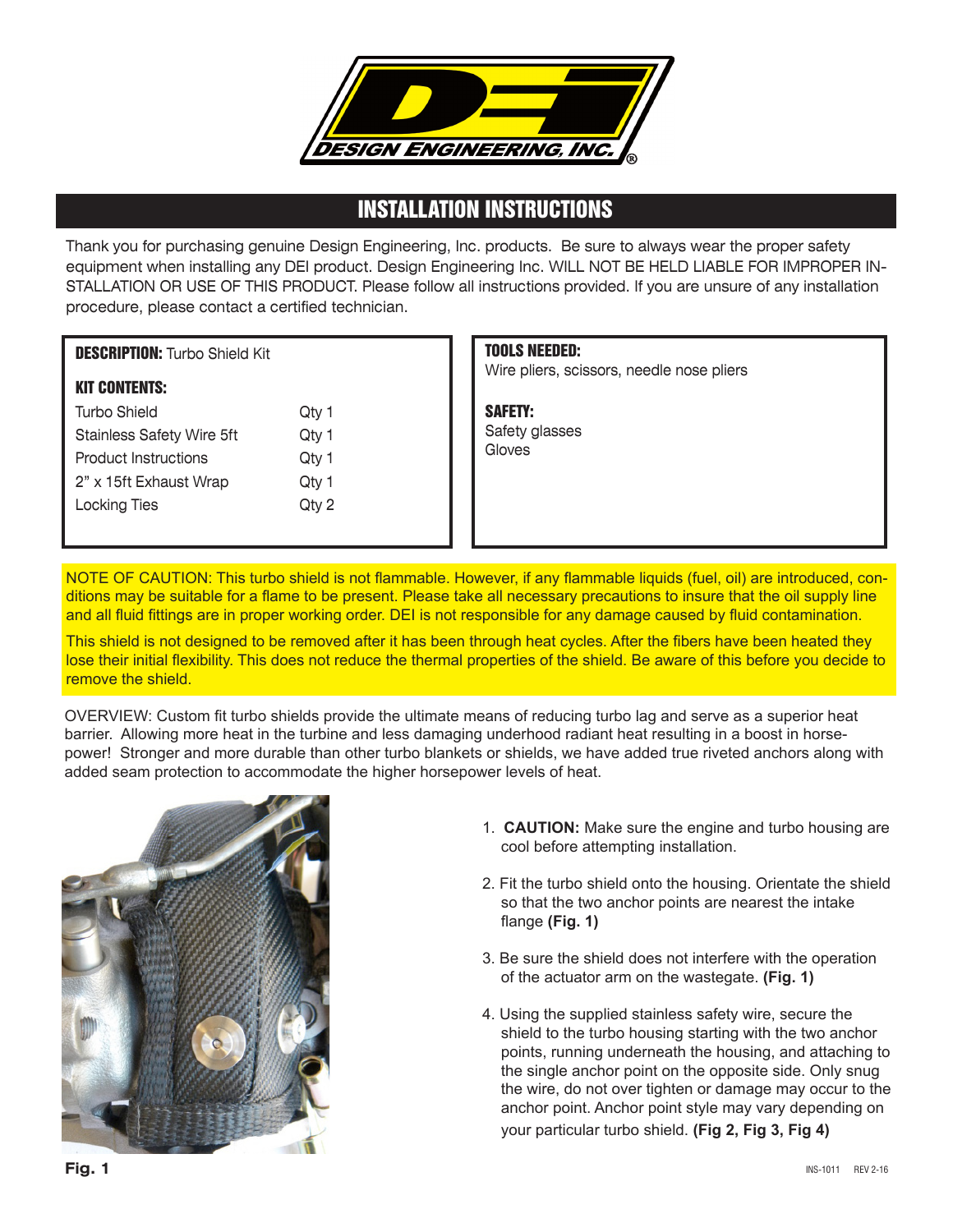# INSTALLATION INSTRUCTIONS

Thank you for purchasing genuine Design Engineering, Inc. products. Be sure to always wear the proper safety equipment when installing any DEI product. Design Engineering Inc. WILL NOT BE HELD LIABLE FOR IMPROPER INSTALLATION OR USE OF THIS PRODUCT. Please follow all instructions provided. If you are unsure of any installation procedure, please contact a certified technician.

**DESCRIPTION:** Turbo Shield Kit

**KIT CONTENTS:**

| Item | Qty |
|---|---|
| Turbo Shield | Qty 1 |
| Stainless Safety Wire 5ft | Qty 1 |
| Product Instructions | Qty 1 |
| 2" x 15ft Exhaust Wrap | Qty 1 |
| Locking Ties | Qty 2 |

**TOOLS NEEDED:**
Wire pliers, scissors, needle nose pliers

**SAFETY:**
Safety glasses
Gloves

NOTE OF CAUTION: This turbo shield is not flammable. However, if any flammable liquids (fuel, oil) are introduced, conditions may be suitable for a flame to be present. Please take all necessary precautions to insure that the oil supply line and all fluid fittings are in proper working order. DEI is not responsible for any damage caused by fluid contamination.

This shield is not designed to be removed after it has been through heat cycles. After the fibers have been heated they lose their initial flexibility. This does not reduce the thermal properties of the shield. Be aware of this before you decide to remove the shield.

OVERVIEW: Custom fit turbo shields provide the ultimate means of reducing turbo lag and serve as a superior heat barrier. Allowing more heat in the turbine and less damaging underhood radiant heat resulting in a boost in horsepower! Stronger and more durable than other turbo blankets or shields, we have added true riveted anchors along with added seam protection to accommodate the higher horsepower levels of heat.

**Fig. 1**

1. **CAUTION:** Make sure the engine and turbo housing are cool before attempting installation.
2. Fit the turbo shield onto the housing. Orientate the shield so that the two anchor points are nearest the intake flange **(Fig. 1)**
3. Be sure the shield does not interfere with the operation of the actuator arm on the wastegate. **(Fig. 1)**
4. Using the supplied stainless safety wire, secure the shield to the turbo housing starting with the two anchor points, running underneath the housing, and attaching to the single anchor point on the opposite side. Only snug the wire, do not over tighten or damage may occur to the anchor point. Anchor point style may vary depending on your particular turbo shield. **(Fig 2, Fig 3, Fig 4)**

INS-1011 REV 2-16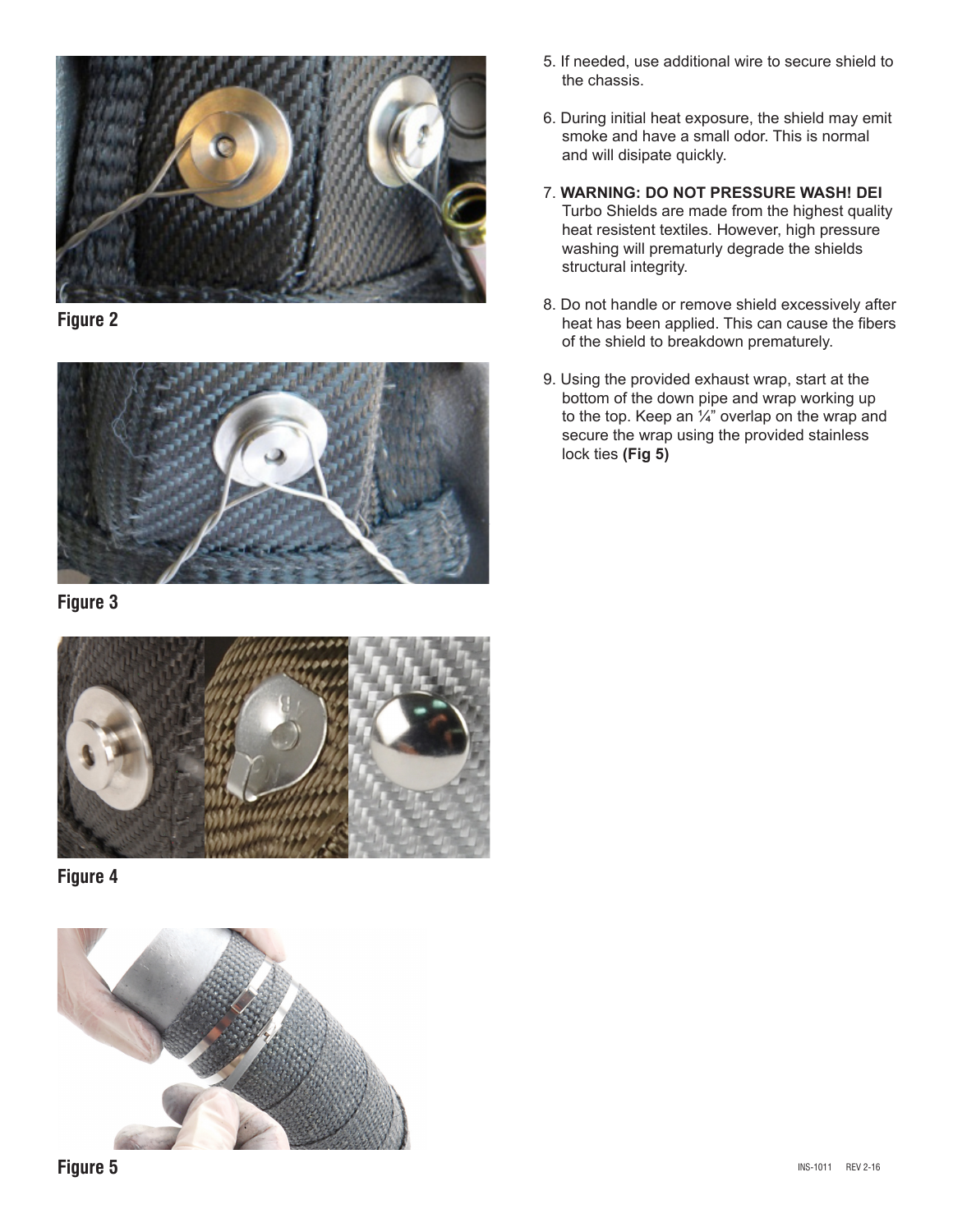Figure 2

Figure 3

Figure 4

Figure 5

5. If needed, use additional wire to secure shield to the chassis.

6. During initial heat exposure, the shield may emit smoke and have a small odor. This is normal and will disipate quickly.

7. **WARNING: DO NOT PRESSURE WASH! DEI** Turbo Shields are made from the highest quality heat resistent textiles. However, high pressure washing will prematurly degrade the shields structural integrity.

8. Do not handle or remove shield excessively after heat has been applied. This can cause the fibers of the shield to breakdown prematurely.

9. Using the provided exhaust wrap, start at the bottom of the down pipe and wrap working up to the top. Keep an ¼" overlap on the wrap and secure the wrap using the provided stainless lock ties **(Fig 5)**

INS-1011 REV 2-16